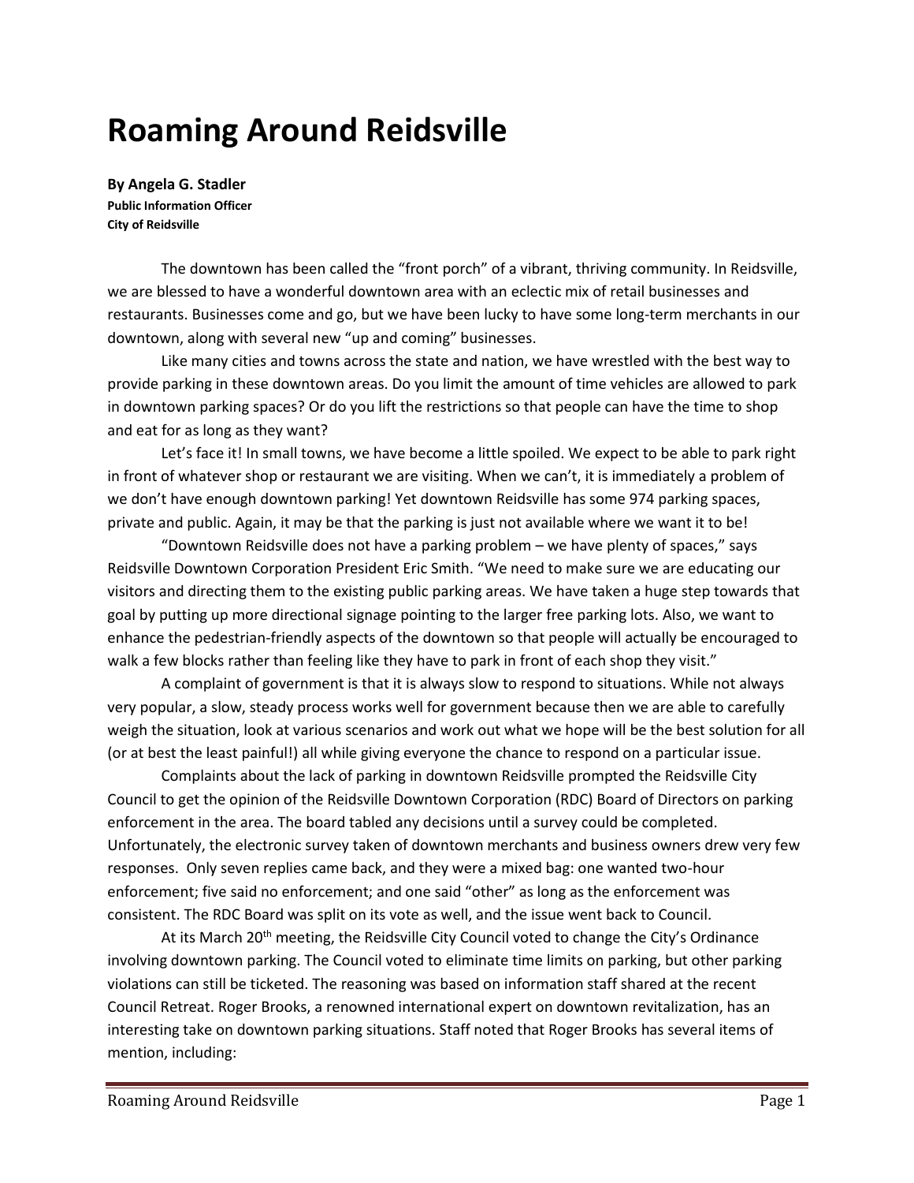# Roaming Around Reidsville

**By Angela G. Stadler**
**Public Information Officer**
**City of Reidsville**

The downtown has been called the "front porch" of a vibrant, thriving community. In Reidsville, we are blessed to have a wonderful downtown area with an eclectic mix of retail businesses and restaurants. Businesses come and go, but we have been lucky to have some long-term merchants in our downtown, along with several new "up and coming" businesses.

Like many cities and towns across the state and nation, we have wrestled with the best way to provide parking in these downtown areas. Do you limit the amount of time vehicles are allowed to park in downtown parking spaces? Or do you lift the restrictions so that people can have the time to shop and eat for as long as they want?

Let's face it! In small towns, we have become a little spoiled. We expect to be able to park right in front of whatever shop or restaurant we are visiting. When we can't, it is immediately a problem of we don't have enough downtown parking! Yet downtown Reidsville has some 974 parking spaces, private and public. Again, it may be that the parking is just not available where we want it to be!

"Downtown Reidsville does not have a parking problem – we have plenty of spaces," says Reidsville Downtown Corporation President Eric Smith. "We need to make sure we are educating our visitors and directing them to the existing public parking areas. We have taken a huge step towards that goal by putting up more directional signage pointing to the larger free parking lots. Also, we want to enhance the pedestrian-friendly aspects of the downtown so that people will actually be encouraged to walk a few blocks rather than feeling like they have to park in front of each shop they visit."

A complaint of government is that it is always slow to respond to situations. While not always very popular, a slow, steady process works well for government because then we are able to carefully weigh the situation, look at various scenarios and work out what we hope will be the best solution for all (or at best the least painful!) all while giving everyone the chance to respond on a particular issue.

Complaints about the lack of parking in downtown Reidsville prompted the Reidsville City Council to get the opinion of the Reidsville Downtown Corporation (RDC) Board of Directors on parking enforcement in the area. The board tabled any decisions until a survey could be completed. Unfortunately, the electronic survey taken of downtown merchants and business owners drew very few responses. Only seven replies came back, and they were a mixed bag: one wanted two-hour enforcement; five said no enforcement; and one said "other" as long as the enforcement was consistent. The RDC Board was split on its vote as well, and the issue went back to Council.

At its March 20th meeting, the Reidsville City Council voted to change the City's Ordinance involving downtown parking. The Council voted to eliminate time limits on parking, but other parking violations can still be ticketed. The reasoning was based on information staff shared at the recent Council Retreat. Roger Brooks, a renowned international expert on downtown revitalization, has an interesting take on downtown parking situations. Staff noted that Roger Brooks has several items of mention, including: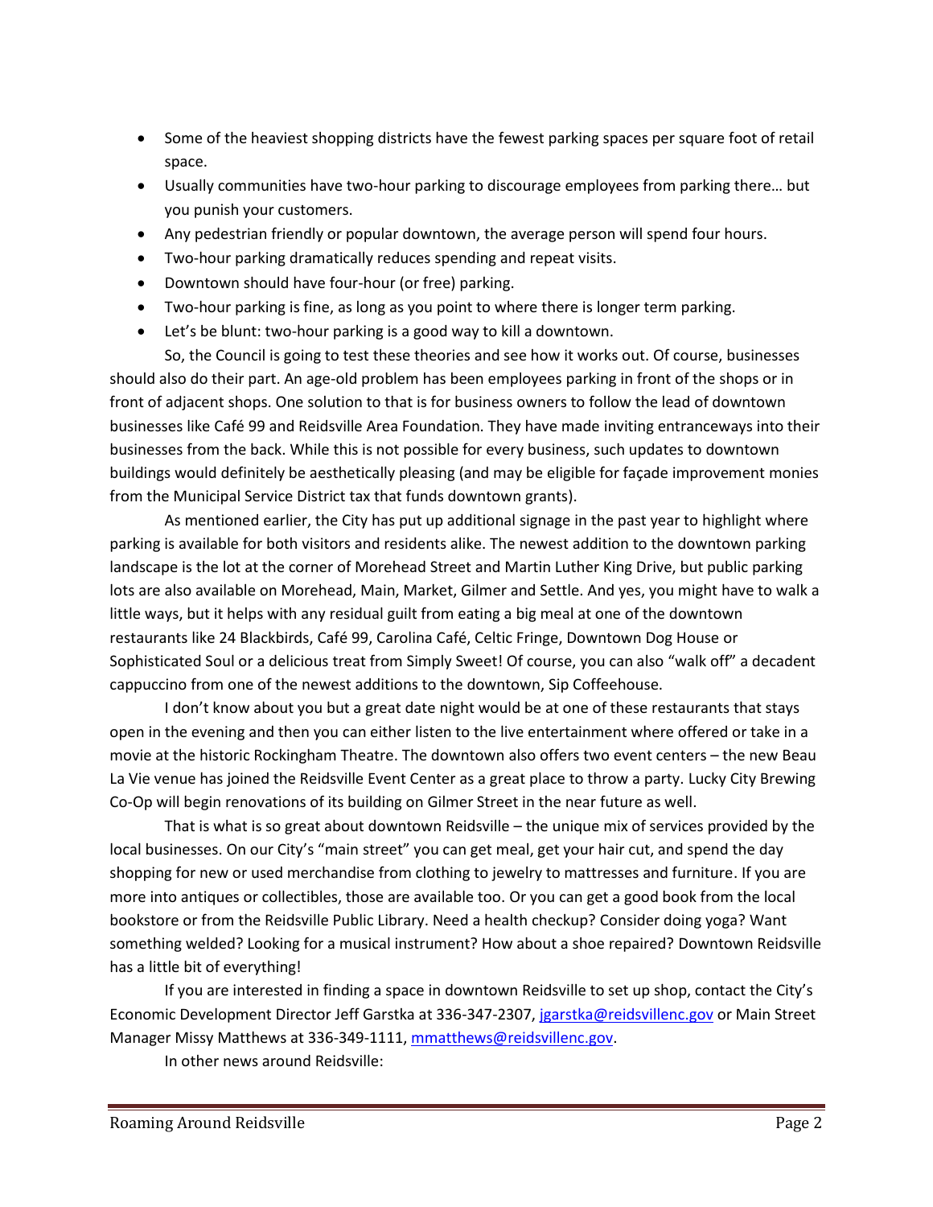- Some of the heaviest shopping districts have the fewest parking spaces per square foot of retail space.
- Usually communities have two-hour parking to discourage employees from parking there… but you punish your customers.
- Any pedestrian friendly or popular downtown, the average person will spend four hours.
- Two-hour parking dramatically reduces spending and repeat visits.
- Downtown should have four-hour (or free) parking.
- Two-hour parking is fine, as long as you point to where there is longer term parking.
- Let's be blunt: two-hour parking is a good way to kill a downtown.

So, the Council is going to test these theories and see how it works out. Of course, businesses should also do their part. An age-old problem has been employees parking in front of the shops or in front of adjacent shops. One solution to that is for business owners to follow the lead of downtown businesses like Café 99 and Reidsville Area Foundation. They have made inviting entranceways into their businesses from the back. While this is not possible for every business, such updates to downtown buildings would definitely be aesthetically pleasing (and may be eligible for façade improvement monies from the Municipal Service District tax that funds downtown grants).

As mentioned earlier, the City has put up additional signage in the past year to highlight where parking is available for both visitors and residents alike. The newest addition to the downtown parking landscape is the lot at the corner of Morehead Street and Martin Luther King Drive, but public parking lots are also available on Morehead, Main, Market, Gilmer and Settle. And yes, you might have to walk a little ways, but it helps with any residual guilt from eating a big meal at one of the downtown restaurants like 24 Blackbirds, Café 99, Carolina Café, Celtic Fringe, Downtown Dog House or Sophisticated Soul or a delicious treat from Simply Sweet! Of course, you can also "walk off" a decadent cappuccino from one of the newest additions to the downtown, Sip Coffeehouse.

I don't know about you but a great date night would be at one of these restaurants that stays open in the evening and then you can either listen to the live entertainment where offered or take in a movie at the historic Rockingham Theatre. The downtown also offers two event centers – the new Beau La Vie venue has joined the Reidsville Event Center as a great place to throw a party. Lucky City Brewing Co-Op will begin renovations of its building on Gilmer Street in the near future as well.

That is what is so great about downtown Reidsville – the unique mix of services provided by the local businesses. On our City's "main street" you can get meal, get your hair cut, and spend the day shopping for new or used merchandise from clothing to jewelry to mattresses and furniture. If you are more into antiques or collectibles, those are available too. Or you can get a good book from the local bookstore or from the Reidsville Public Library. Need a health checkup? Consider doing yoga? Want something welded? Looking for a musical instrument? How about a shoe repaired? Downtown Reidsville has a little bit of everything!

If you are interested in finding a space in downtown Reidsville to set up shop, contact the City's Economic Development Director Jeff Garstka at 336-347-2307, jgarstka@reidsvillenc.gov or Main Street Manager Missy Matthews at 336-349-1111, mmatthews@reidsvillenc.gov.

In other news around Reidsville: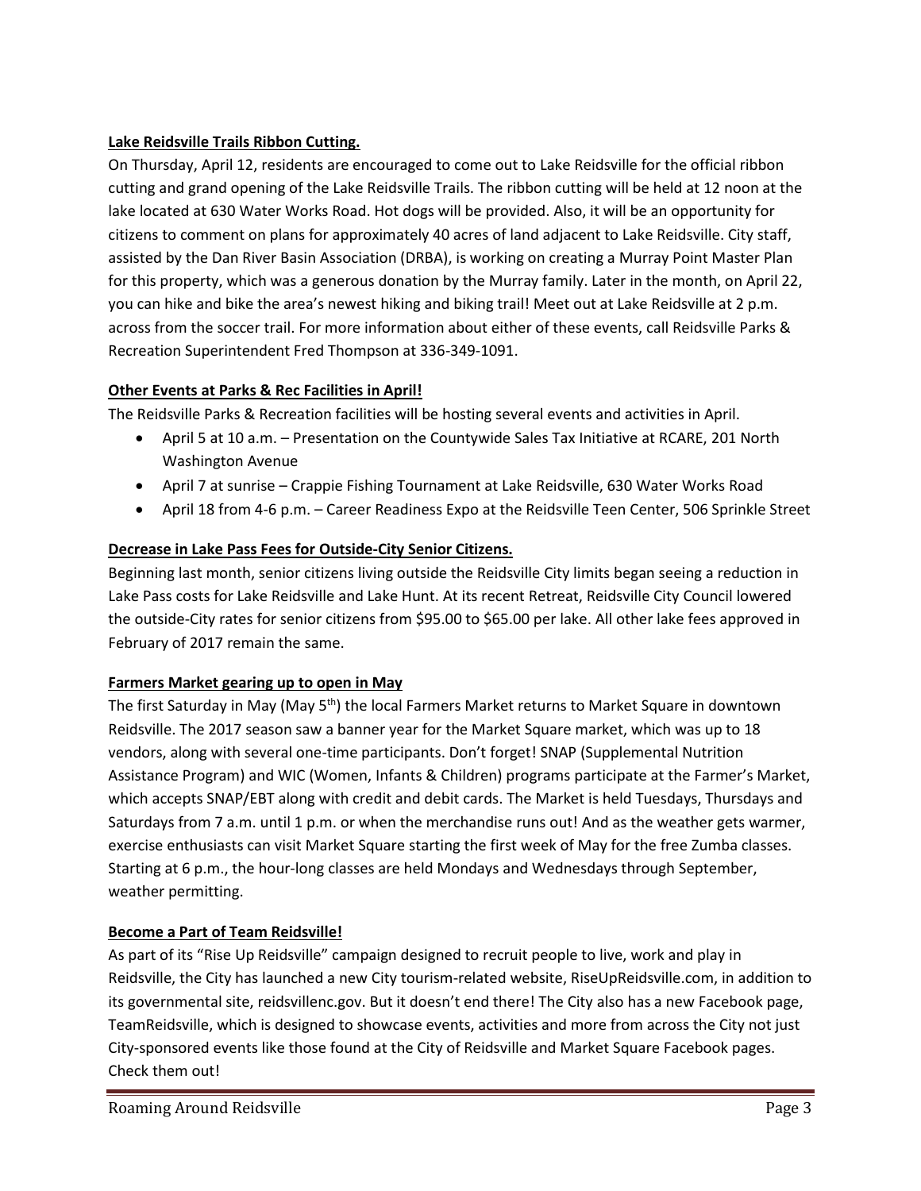**Lake Reidsville Trails Ribbon Cutting.**

On Thursday, April 12, residents are encouraged to come out to Lake Reidsville for the official ribbon cutting and grand opening of the Lake Reidsville Trails. The ribbon cutting will be held at 12 noon at the lake located at 630 Water Works Road. Hot dogs will be provided. Also, it will be an opportunity for citizens to comment on plans for approximately 40 acres of land adjacent to Lake Reidsville. City staff, assisted by the Dan River Basin Association (DRBA), is working on creating a Murray Point Master Plan for this property, which was a generous donation by the Murray family. Later in the month, on April 22, you can hike and bike the area's newest hiking and biking trail! Meet out at Lake Reidsville at 2 p.m. across from the soccer trail. For more information about either of these events, call Reidsville Parks & Recreation Superintendent Fred Thompson at 336-349-1091.

**Other Events at Parks & Rec Facilities in April!**

The Reidsville Parks & Recreation facilities will be hosting several events and activities in April.

- April 5 at 10 a.m. – Presentation on the Countywide Sales Tax Initiative at RCARE, 201 North Washington Avenue
- April 7 at sunrise – Crappie Fishing Tournament at Lake Reidsville, 630 Water Works Road
- April 18 from 4-6 p.m. – Career Readiness Expo at the Reidsville Teen Center, 506 Sprinkle Street

**Decrease in Lake Pass Fees for Outside-City Senior Citizens.**

Beginning last month, senior citizens living outside the Reidsville City limits began seeing a reduction in Lake Pass costs for Lake Reidsville and Lake Hunt. At its recent Retreat, Reidsville City Council lowered the outside-City rates for senior citizens from $95.00 to $65.00 per lake. All other lake fees approved in February of 2017 remain the same.

**Farmers Market gearing up to open in May**

The first Saturday in May (May 5th) the local Farmers Market returns to Market Square in downtown Reidsville. The 2017 season saw a banner year for the Market Square market, which was up to 18 vendors, along with several one-time participants. Don't forget! SNAP (Supplemental Nutrition Assistance Program) and WIC (Women, Infants & Children) programs participate at the Farmer's Market, which accepts SNAP/EBT along with credit and debit cards. The Market is held Tuesdays, Thursdays and Saturdays from 7 a.m. until 1 p.m. or when the merchandise runs out! And as the weather gets warmer, exercise enthusiasts can visit Market Square starting the first week of May for the free Zumba classes. Starting at 6 p.m., the hour-long classes are held Mondays and Wednesdays through September, weather permitting.

**Become a Part of Team Reidsville!**

As part of its "Rise Up Reidsville" campaign designed to recruit people to live, work and play in Reidsville, the City has launched a new City tourism-related website, RiseUpReidsville.com, in addition to its governmental site, reidsvillenc.gov. But it doesn't end there! The City also has a new Facebook page, TeamReidsville, which is designed to showcase events, activities and more from across the City not just City-sponsored events like those found at the City of Reidsville and Market Square Facebook pages. Check them out!